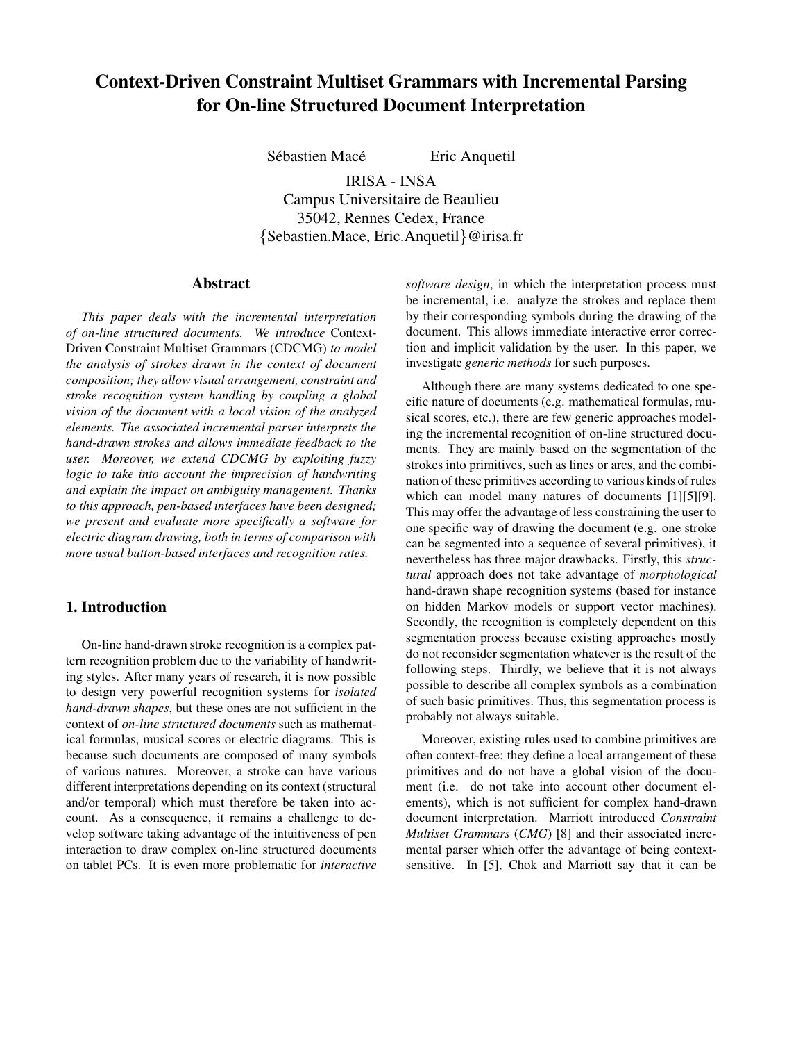# Context-Driven Constraint Multiset Grammars with Incremental Parsing for On-line Structured Document Interpretation

Sébastien Macé Eric Anquetil

IRISA - INSA
Campus Universitaire de Beaulieu
35042, Rennes Cedex, France
{Sebastien.Mace, Eric.Anquetil}@irisa.fr

## Abstract

*This paper deals with the incremental interpretation of on-line structured documents. We introduce* Context-Driven Constraint Multiset Grammars (CDCMG) *to model the analysis of strokes drawn in the context of document composition; they allow visual arrangement, constraint and stroke recognition system handling by coupling a global vision of the document with a local vision of the analyzed elements. The associated incremental parser interprets the hand-drawn strokes and allows immediate feedback to the user. Moreover, we extend CDCMG by exploiting fuzzy logic to take into account the imprecision of handwriting and explain the impact on ambiguity management. Thanks to this approach, pen-based interfaces have been designed; we present and evaluate more specifically a software for electric diagram drawing, both in terms of comparison with more usual button-based interfaces and recognition rates.*

## 1. Introduction

On-line hand-drawn stroke recognition is a complex pattern recognition problem due to the variability of handwriting styles. After many years of research, it is now possible to design very powerful recognition systems for *isolated hand-drawn shapes*, but these ones are not sufficient in the context of *on-line structured documents* such as mathematical formulas, musical scores or electric diagrams. This is because such documents are composed of many symbols of various natures. Moreover, a stroke can have various different interpretations depending on its context (structural and/or temporal) which must therefore be taken into account. As a consequence, it remains a challenge to develop software taking advantage of the intuitiveness of pen interaction to draw complex on-line structured documents on tablet PCs. It is even more problematic for *interactive software design*, in which the interpretation process must be incremental, i.e. analyze the strokes and replace them by their corresponding symbols during the drawing of the document. This allows immediate interactive error correction and implicit validation by the user. In this paper, we investigate *generic methods* for such purposes.

Although there are many systems dedicated to one specific nature of documents (e.g. mathematical formulas, musical scores, etc.), there are few generic approaches modeling the incremental recognition of on-line structured documents. They are mainly based on the segmentation of the strokes into primitives, such as lines or arcs, and the combination of these primitives according to various kinds of rules which can model many natures of documents [1][5][9]. This may offer the advantage of less constraining the user to one specific way of drawing the document (e.g. one stroke can be segmented into a sequence of several primitives), it nevertheless has three major drawbacks. Firstly, this *structural* approach does not take advantage of *morphological* hand-drawn shape recognition systems (based for instance on hidden Markov models or support vector machines). Secondly, the recognition is completely dependent on this segmentation process because existing approaches mostly do not reconsider segmentation whatever is the result of the following steps. Thirdly, we believe that it is not always possible to describe all complex symbols as a combination of such basic primitives. Thus, this segmentation process is probably not always suitable.

Moreover, existing rules used to combine primitives are often context-free: they define a local arrangement of these primitives and do not have a global vision of the document (i.e. do not take into account other document elements), which is not sufficient for complex hand-drawn document interpretation. Marriott introduced *Constraint Multiset Grammars* (*CMG*) [8] and their associated incremental parser which offer the advantage of being context-sensitive. In [5], Chok and Marriott say that it can be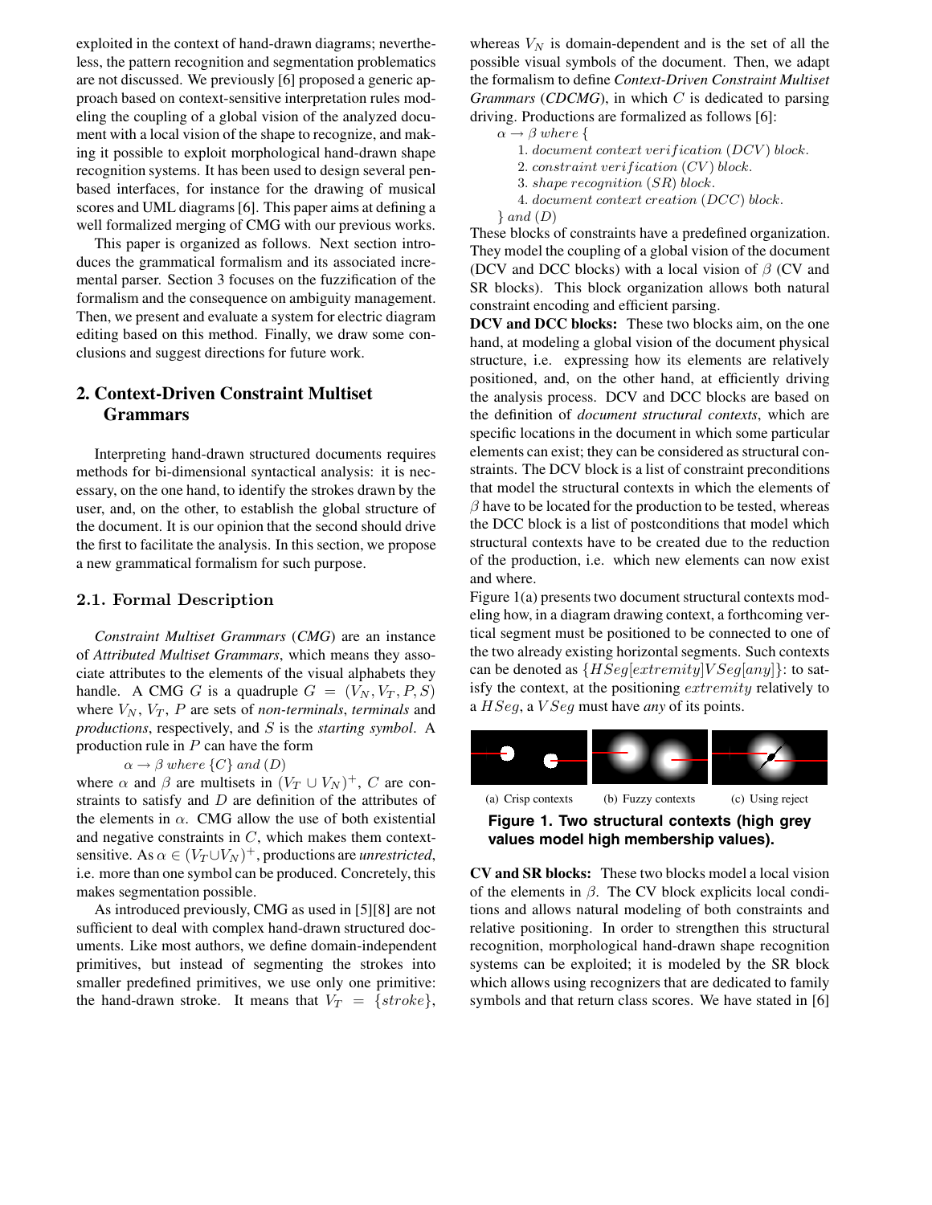exploited in the context of hand-drawn diagrams; nevertheless, the pattern recognition and segmentation problematics are not discussed. We previously [6] proposed a generic approach based on context-sensitive interpretation rules modeling the coupling of a global vision of the analyzed document with a local vision of the shape to recognize, and making it possible to exploit morphological hand-drawn shape recognition systems. It has been used to design several pen-based interfaces, for instance for the drawing of musical scores and UML diagrams [6]. This paper aims at defining a well formalized merging of CMG with our previous works.

This paper is organized as follows. Next section introduces the grammatical formalism and its associated incremental parser. Section 3 focuses on the fuzzification of the formalism and the consequence on ambiguity management. Then, we present and evaluate a system for electric diagram editing based on this method. Finally, we draw some conclusions and suggest directions for future work.

## 2. Context-Driven Constraint Multiset Grammars

Interpreting hand-drawn structured documents requires methods for bi-dimensional syntactical analysis: it is necessary, on the one hand, to identify the strokes drawn by the user, and, on the other, to establish the global structure of the document. It is our opinion that the second should drive the first to facilitate the analysis. In this section, we propose a new grammatical formalism for such purpose.

### 2.1. Formal Description

*Constraint Multiset Grammars* (*CMG*) are an instance of *Attributed Multiset Grammars*, which means they associate attributes to the elements of the visual alphabets they handle. A CMG $G$ is a quadruple $G = (V_N, V_T, P, S)$ where $V_N$, $V_T$, $P$ are sets of *non-terminals*, *terminals* and *productions*, respectively, and $S$ is the *starting symbol*. A production rule in $P$ can have the form

$$\alpha \rightarrow \beta \; where \; \{C\} \; and \; (D)$$

where $\alpha$ and $\beta$ are multisets in $(V_T \cup V_N)^+$, $C$ are constraints to satisfy and $D$ are definition of the attributes of the elements in $\alpha$. CMG allow the use of both existential and negative constraints in $C$, which makes them context-sensitive. As $\alpha \in (V_T \cup V_N)^+$, productions are *unrestricted*, i.e. more than one symbol can be produced. Concretely, this makes segmentation possible.

As introduced previously, CMG as used in [5][8] are not sufficient to deal with complex hand-drawn structured documents. Like most authors, we define domain-independent primitives, but instead of segmenting the strokes into smaller predefined primitives, we use only one primitive: the hand-drawn stroke. It means that $V_T = \{stroke\}$, whereas $V_N$ is domain-dependent and is the set of all the possible visual symbols of the document. Then, we adapt the formalism to define *Context-Driven Constraint Multiset Grammars* (*CDCMG*), in which $C$ is dedicated to parsing driving. Productions are formalized as follows [6]:

$\alpha \rightarrow \beta \; where \; \{$

1. $document \; context \; verification \; (DCV) \; block.$
2. $constraint \; verification \; (CV) \; block.$
3. $shape \; recognition \; (SR) \; block.$
4. $document \; context \; creation \; (DCC) \; block.$

$\} \; and \; (D)$

These blocks of constraints have a predefined organization. They model the coupling of a global vision of the document (DCV and DCC blocks) with a local vision of $\beta$ (CV and SR blocks). This block organization allows both natural constraint encoding and efficient parsing.

**DCV and DCC blocks:** These two blocks aim, on the one hand, at modeling a global vision of the document physical structure, i.e. expressing how its elements are relatively positioned, and, on the other hand, at efficiently driving the analysis process. DCV and DCC blocks are based on the definition of *document structural contexts*, which are specific locations in the document in which some particular elements can exist; they can be considered as structural constraints. The DCV block is a list of constraint preconditions that model the structural contexts in which the elements of $\beta$ have to be located for the production to be tested, whereas the DCC block is a list of postconditions that model which structural contexts have to be created due to the reduction of the production, i.e. which new elements can now exist and where.

Figure 1(a) presents two document structural contexts modeling how, in a diagram drawing context, a forthcoming vertical segment must be positioned to be connected to one of the two already existing horizontal segments. Such contexts can be denoted as $\{HSeg[extremity]VSeg[any]\}$: to satisfy the context, at the positioning $extremity$ relatively to a $HSeg$, a $VSeg$ must have *any* of its points.

(a) Crisp contexts (b) Fuzzy contexts (c) Using reject

**Figure 1. Two structural contexts (high grey values model high membership values).**

**CV and SR blocks:** These two blocks model a local vision of the elements in $\beta$. The CV block explicits local conditions and allows natural modeling of both constraints and relative positioning. In order to strengthen this structural recognition, morphological hand-drawn shape recognition systems can be exploited; it is modeled by the SR block which allows using recognizers that are dedicated to family symbols and that return class scores. We have stated in [6]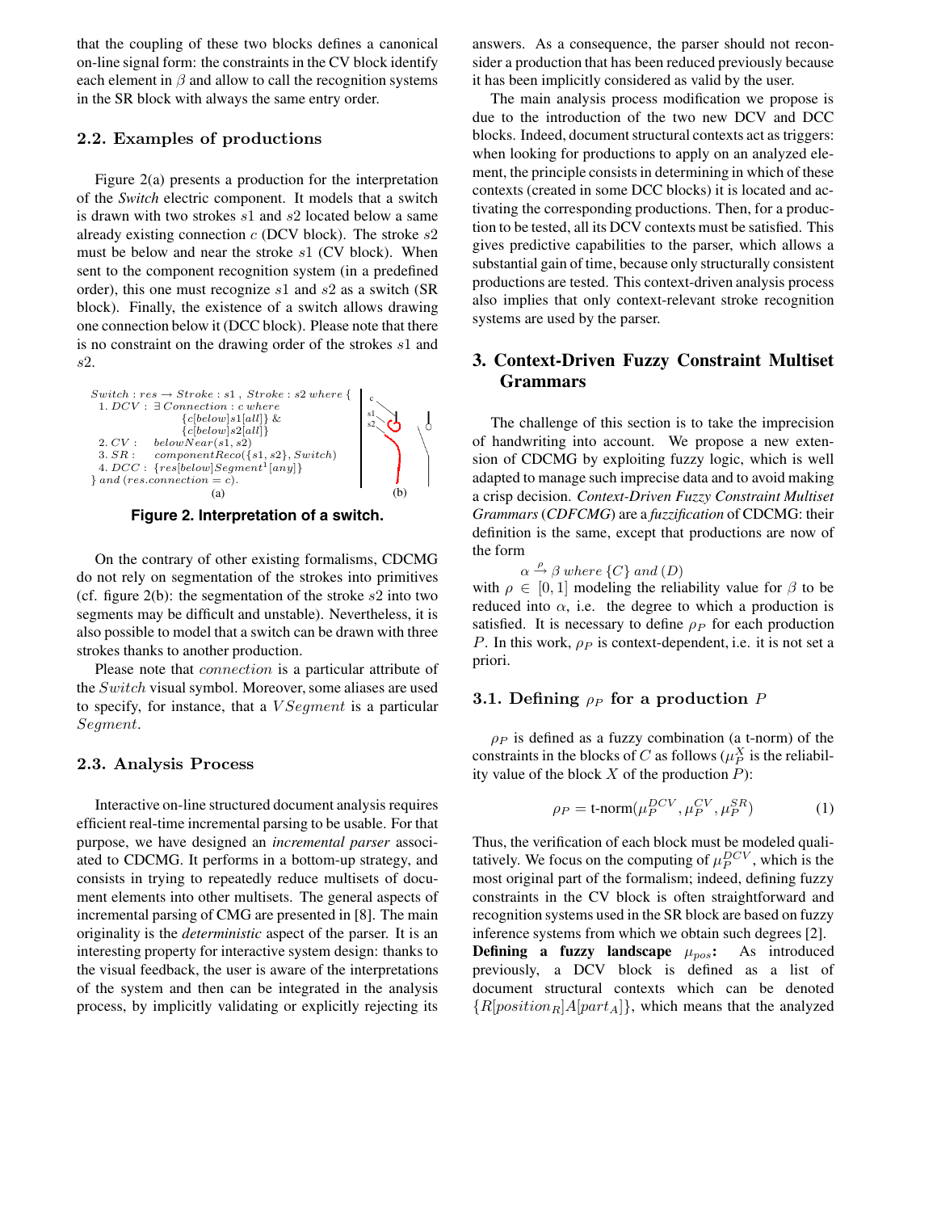that the coupling of these two blocks defines a canonical on-line signal form: the constraints in the CV block identify each element in $\beta$ and allow to call the recognition systems in the SR block with always the same entry order.

### 2.2. Examples of productions

Figure 2(a) presents a production for the interpretation of the *Switch* electric component. It models that a switch is drawn with two strokes $s1$ and $s2$ located below a same already existing connection $c$ (DCV block). The stroke $s2$ must be below and near the stroke $s1$ (CV block). When sent to the component recognition system (in a predefined order), this one must recognize $s1$ and $s2$ as a switch (SR block). Finally, the existence of a switch allows drawing one connection below it (DCC block). Please note that there is no constraint on the drawing order of the strokes $s1$ and $s2$.

$Switch : res \rightarrow Stroke : s1 \text{ , } Stroke : s2 \text{ } where \text{ } \{$
1. $DCV : \exists Connection : c \text{ } where$
   $\{c[below]s1[all]\} \text{ } \&$
   $\{c[below]s2[all]\}$
2. $CV : \quad belowNear(s1, s2)$
3. $SR : \quad componentReco(\{s1, s2\}, Switch)$
4. $DCC : \{res[below]Segment^1[any]\}$

$\} \text{ } and \text{ } (res.connection = c).$

(a) (b)

**Figure 2. Interpretation of a switch.**

On the contrary of other existing formalisms, CDCMG do not rely on segmentation of the strokes into primitives (cf. figure 2(b): the segmentation of the stroke $s2$ into two segments may be difficult and unstable). Nevertheless, it is also possible to model that a switch can be drawn with three strokes thanks to another production.

Please note that $connection$ is a particular attribute of the $Switch$ visual symbol. Moreover, some aliases are used to specify, for instance, that a $VSegment$ is a particular $Segment$.

### 2.3. Analysis Process

Interactive on-line structured document analysis requires efficient real-time incremental parsing to be usable. For that purpose, we have designed an *incremental parser* associated to CDCMG. It performs in a bottom-up strategy, and consists in trying to repeatedly reduce multisets of document elements into other multisets. The general aspects of incremental parsing of CMG are presented in [8]. The main originality is the *deterministic* aspect of the parser. It is an interesting property for interactive system design: thanks to the visual feedback, the user is aware of the interpretations of the system and then can be integrated in the analysis process, by implicitly validating or explicitly rejecting its answers. As a consequence, the parser should not reconsider a production that has been reduced previously because it has been implicitly considered as valid by the user.

The main analysis process modification we propose is due to the introduction of the two new DCV and DCC blocks. Indeed, document structural contexts act as triggers: when looking for productions to apply on an analyzed element, the principle consists in determining in which of these contexts (created in some DCC blocks) it is located and activating the corresponding productions. Then, for a production to be tested, all its DCV contexts must be satisfied. This gives predictive capabilities to the parser, which allows a substantial gain of time, because only structurally consistent productions are tested. This context-driven analysis process also implies that only context-relevant stroke recognition systems are used by the parser.

## 3. Context-Driven Fuzzy Constraint Multiset Grammars

The challenge of this section is to take the imprecision of handwriting into account. We propose a new extension of CDCMG by exploiting fuzzy logic, which is well adapted to manage such imprecise data and to avoid making a crisp decision. *Context-Driven Fuzzy Constraint Multiset Grammars* (*CDFCMG*) are a *fuzzification* of CDCMG: their definition is the same, except that productions are now of the form

$$\alpha \xrightarrow{\rho} \beta \text{ } where \text{ } \{C\} \text{ } and \text{ } (D)$$

with $\rho \in [0, 1]$ modeling the reliability value for $\beta$ to be reduced into $\alpha$, i.e. the degree to which a production is satisfied. It is necessary to define $\rho_P$ for each production $P$. In this work, $\rho_P$ is context-dependent, i.e. it is not set a priori.

### 3.1. Defining $\rho_P$ for a production $P$

$\rho_P$ is defined as a fuzzy combination (a t-norm) of the constraints in the blocks of $C$ as follows ($\mu_P^X$ is the reliability value of the block $X$ of the production $P$):

$$\rho_P = \text{t-norm}(\mu_P^{DCV}, \mu_P^{CV}, \mu_P^{SR}) \qquad (1)$$

Thus, the verification of each block must be modeled qualitatively. We focus on the computing of $\mu_P^{DCV}$, which is the most original part of the formalism; indeed, defining fuzzy constraints in the CV block is often straightforward and recognition systems used in the SR block are based on fuzzy inference systems from which we obtain such degrees [2].

**Defining a fuzzy landscape $\mu_{pos}$:** As introduced previously, a DCV block is defined as a list of document structural contexts which can be denoted $\{R[position_R]A[part_A]\}$, which means that the analyzed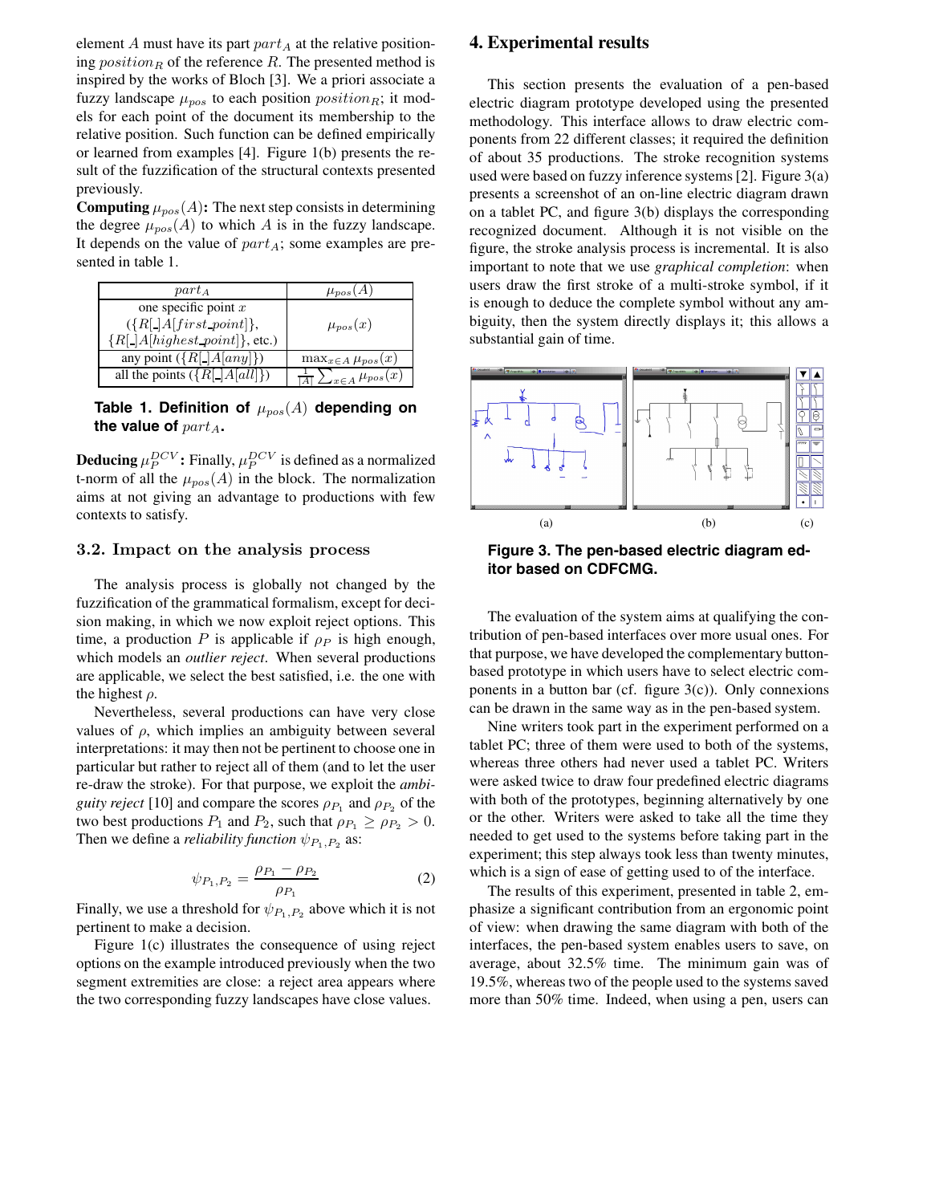element $A$ must have its part $part_A$ at the relative positioning $position_R$ of the reference $R$. The presented method is inspired by the works of Bloch [3]. We a priori associate a fuzzy landscape $\mu_{pos}$ to each position $position_R$; it models for each point of the document its membership to the relative position. Such function can be defined empirically or learned from examples [4]. Figure 1(b) presents the result of the fuzzification of the structural contexts presented previously.

**Computing** $\mu_{pos}(A)$**:** The next step consists in determining the degree $\mu_{pos}(A)$ to which $A$ is in the fuzzy landscape. It depends on the value of $part_A$; some examples are presented in table 1.

| $part_A$ | $\mu_{pos}(A)$ |
|---|---|
| one specific point $x$ ($\{R[\_]A[first\_point]\}$, $\{R[\_]A[highest\_point]\}$, etc.) | $\mu_{pos}(x)$ |
| any point ($\{R[\_]A[any]\}$) | $\max_{x \in A} \mu_{pos}(x)$ |
| all the points ($\{R[\_]A[all]\}$) | $\frac{1}{\lvert A \rvert} \sum_{x \in A} \mu_{pos}(x)$ |

**Table 1. Definition of $\mu_{pos}(A)$ depending on the value of $part_A$.**

**Deducing** $\mu_P^{DCV}$**:** Finally, $\mu_P^{DCV}$ is defined as a normalized t-norm of all the $\mu_{pos}(A)$ in the block. The normalization aims at not giving an advantage to productions with few contexts to satisfy.

### 3.2. Impact on the analysis process

The analysis process is globally not changed by the fuzzification of the grammatical formalism, except for decision making, in which we now exploit reject options. This time, a production $P$ is applicable if $\rho_P$ is high enough, which models an *outlier reject*. When several productions are applicable, we select the best satisfied, i.e. the one with the highest $\rho$.

Nevertheless, several productions can have very close values of $\rho$, which implies an ambiguity between several interpretations: it may then not be pertinent to choose one in particular but rather to reject all of them (and to let the user re-draw the stroke). For that purpose, we exploit the *ambiguity reject* [10] and compare the scores $\rho_{P_1}$ and $\rho_{P_2}$ of the two best productions $P_1$ and $P_2$, such that $\rho_{P_1} \geq \rho_{P_2} > 0$. Then we define a *reliability function* $\psi_{P_1,P_2}$ as:

$$\psi_{P_1,P_2} = \frac{\rho_{P_1} - \rho_{P_2}}{\rho_{P_1}} \quad (2)$$

Finally, we use a threshold for $\psi_{P_1,P_2}$ above which it is not pertinent to make a decision.

Figure 1(c) illustrates the consequence of using reject options on the example introduced previously when the two segment extremities are close: a reject area appears where the two corresponding fuzzy landscapes have close values.

## 4. Experimental results

This section presents the evaluation of a pen-based electric diagram prototype developed using the presented methodology. This interface allows to draw electric components from 22 different classes; it required the definition of about 35 productions. The stroke recognition systems used were based on fuzzy inference systems [2]. Figure 3(a) presents a screenshot of an on-line electric diagram drawn on a tablet PC, and figure 3(b) displays the corresponding recognized document. Although it is not visible on the figure, the stroke analysis process is incremental. It is also important to note that we use *graphical completion*: when users draw the first stroke of a multi-stroke symbol, if it is enough to deduce the complete symbol without any ambiguity, then the system directly displays it; this allows a substantial gain of time.

(a) (b) (c)

**Figure 3. The pen-based electric diagram editor based on CDFCMG.**

The evaluation of the system aims at qualifying the contribution of pen-based interfaces over more usual ones. For that purpose, we have developed the complementary button-based prototype in which users have to select electric components in a button bar (cf. figure 3(c)). Only connexions can be drawn in the same way as in the pen-based system.

Nine writers took part in the experiment performed on a tablet PC; three of them were used to both of the systems, whereas three others had never used a tablet PC. Writers were asked twice to draw four predefined electric diagrams with both of the prototypes, beginning alternatively by one or the other. Writers were asked to take all the time they needed to get used to the systems before taking part in the experiment; this step always took less than twenty minutes, which is a sign of ease of getting used to of the interface.

The results of this experiment, presented in table 2, emphasize a significant contribution from an ergonomic point of view: when drawing the same diagram with both of the interfaces, the pen-based system enables users to save, on average, about 32.5% time. The minimum gain was of 19.5%, whereas two of the people used to the systems saved more than 50% time. Indeed, when using a pen, users can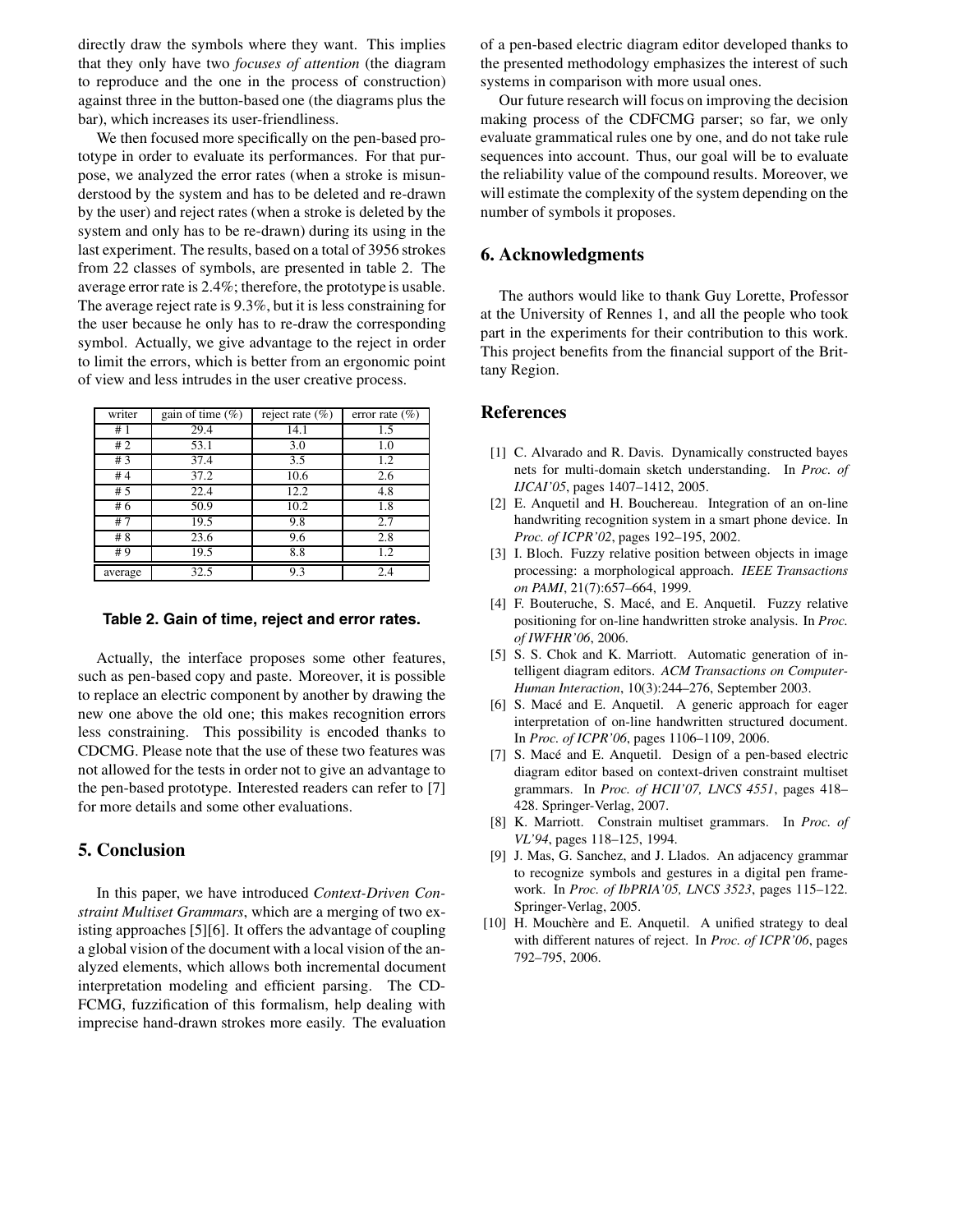directly draw the symbols where they want. This implies that they only have two *focuses of attention* (the diagram to reproduce and the one in the process of construction) against three in the button-based one (the diagrams plus the bar), which increases its user-friendliness.

We then focused more specifically on the pen-based prototype in order to evaluate its performances. For that purpose, we analyzed the error rates (when a stroke is misunderstood by the system and has to be deleted and re-drawn by the user) and reject rates (when a stroke is deleted by the system and only has to be re-drawn) during its using in the last experiment. The results, based on a total of 3956 strokes from 22 classes of symbols, are presented in table 2. The average error rate is 2.4%; therefore, the prototype is usable. The average reject rate is 9.3%, but it is less constraining for the user because he only has to re-draw the corresponding symbol. Actually, we give advantage to the reject in order to limit the errors, which is better from an ergonomic point of view and less intrudes in the user creative process.

| writer | gain of time (%) | reject rate (%) | error rate (%) |
|---|---|---|---|
| # 1 | 29.4 | 14.1 | 1.5 |
| # 2 | 53.1 | 3.0 | 1.0 |
| # 3 | 37.4 | 3.5 | 1.2 |
| # 4 | 37.2 | 10.6 | 2.6 |
| # 5 | 22.4 | 12.2 | 4.8 |
| # 6 | 50.9 | 10.2 | 1.8 |
| # 7 | 19.5 | 9.8 | 2.7 |
| # 8 | 23.6 | 9.6 | 2.8 |
| # 9 | 19.5 | 8.8 | 1.2 |
| average | 32.5 | 9.3 | 2.4 |

**Table 2. Gain of time, reject and error rates.**

Actually, the interface proposes some other features, such as pen-based copy and paste. Moreover, it is possible to replace an electric component by another by drawing the new one above the old one; this makes recognition errors less constraining. This possibility is encoded thanks to CDCMG. Please note that the use of these two features was not allowed for the tests in order not to give an advantage to the pen-based prototype. Interested readers can refer to [7] for more details and some other evaluations.

## 5. Conclusion

In this paper, we have introduced *Context-Driven Constraint Multiset Grammars*, which are a merging of two existing approaches [5][6]. It offers the advantage of coupling a global vision of the document with a local vision of the analyzed elements, which allows both incremental document interpretation modeling and efficient parsing. The CDFCMG, fuzzification of this formalism, help dealing with imprecise hand-drawn strokes more easily. The evaluation of a pen-based electric diagram editor developed thanks to the presented methodology emphasizes the interest of such systems in comparison with more usual ones.

Our future research will focus on improving the decision making process of the CDFCMG parser; so far, we only evaluate grammatical rules one by one, and do not take rule sequences into account. Thus, our goal will be to evaluate the reliability value of the compound results. Moreover, we will estimate the complexity of the system depending on the number of symbols it proposes.

## 6. Acknowledgments

The authors would like to thank Guy Lorette, Professor at the University of Rennes 1, and all the people who took part in the experiments for their contribution to this work. This project benefits from the financial support of the Brittany Region.

## References

[1] C. Alvarado and R. Davis. Dynamically constructed bayes nets for multi-domain sketch understanding. In *Proc. of IJCAI'05*, pages 1407–1412, 2005.

[2] E. Anquetil and H. Bouchereau. Integration of an on-line handwriting recognition system in a smart phone device. In *Proc. of ICPR'02*, pages 192–195, 2002.

[3] I. Bloch. Fuzzy relative position between objects in image processing: a morphological approach. *IEEE Transactions on PAMI*, 21(7):657–664, 1999.

[4] F. Bouteruche, S. Macé, and E. Anquetil. Fuzzy relative positioning for on-line handwritten stroke analysis. In *Proc. of IWFHR'06*, 2006.

[5] S. S. Chok and K. Marriott. Automatic generation of intelligent diagram editors. *ACM Transactions on Computer-Human Interaction*, 10(3):244–276, September 2003.

[6] S. Macé and E. Anquetil. A generic approach for eager interpretation of on-line handwritten structured document. In *Proc. of ICPR'06*, pages 1106–1109, 2006.

[7] S. Macé and E. Anquetil. Design of a pen-based electric diagram editor based on context-driven constraint multiset grammars. In *Proc. of HCII'07, LNCS 4551*, pages 418–428. Springer-Verlag, 2007.

[8] K. Marriott. Constrain multiset grammars. In *Proc. of VL'94*, pages 118–125, 1994.

[9] J. Mas, G. Sanchez, and J. Llados. An adjacency grammar to recognize symbols and gestures in a digital pen framework. In *Proc. of IbPRIA'05, LNCS 3523*, pages 115–122. Springer-Verlag, 2005.

[10] H. Mouchère and E. Anquetil. A unified strategy to deal with different natures of reject. In *Proc. of ICPR'06*, pages 792–795, 2006.